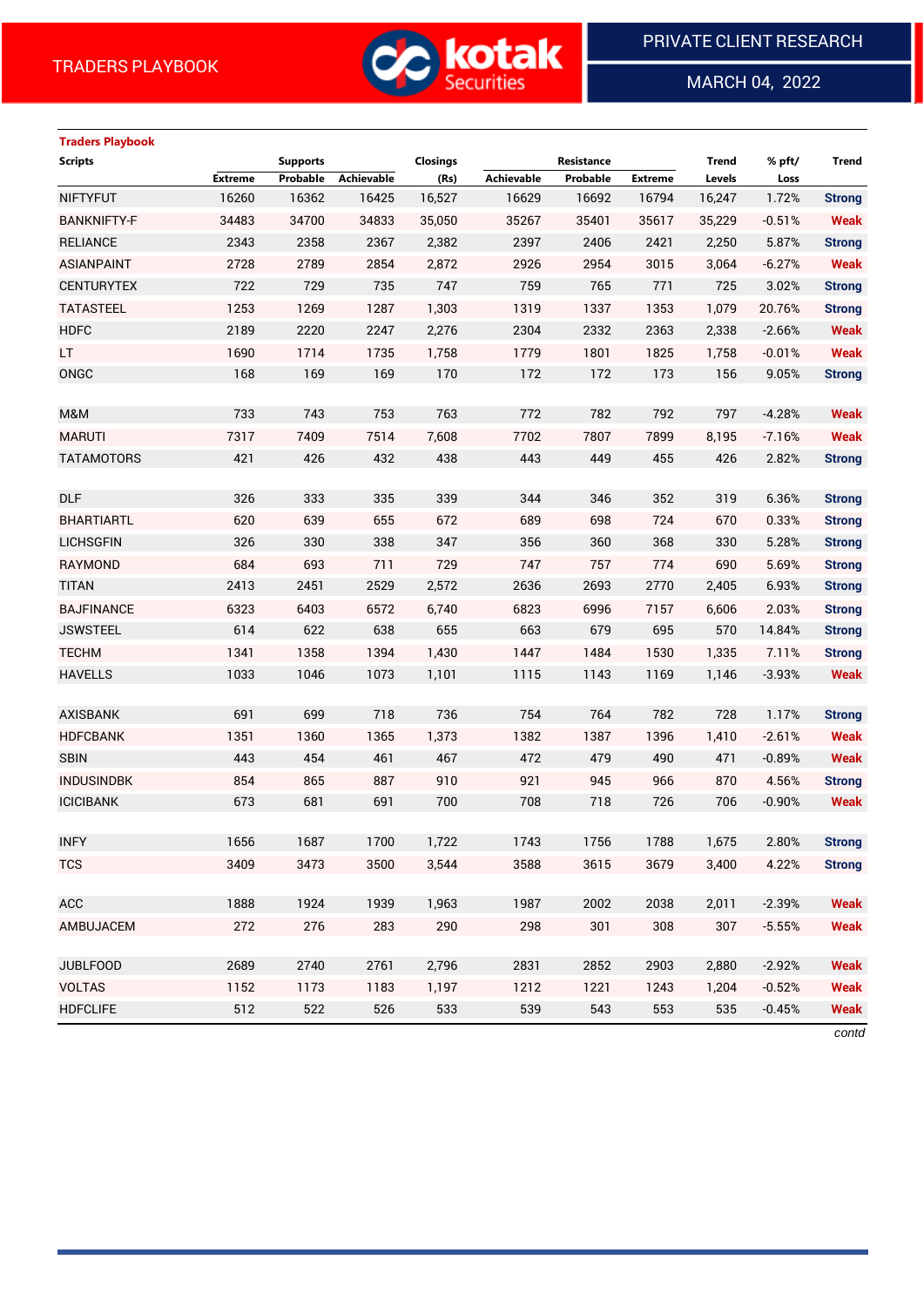# TRADERS PLAYBOOK

PRIVATE CLIENT RESEARCH

MARCH 04, 2022

## Traders Playbook

| Scripts | Supports | | | Closings | Resistance | | | Trend | % pft/ | Trend |
|---|---|---|---|---|---|---|---|---|---|---|
| | Extreme | Probable | Achievable | (Rs) | Achievable | Probable | Extreme | Levels | Loss | |
| NIFTYFUT | 16260 | 16362 | 16425 | 16,527 | 16629 | 16692 | 16794 | 16,247 | 1.72% | Strong |
| BANKNIFTY-F | 34483 | 34700 | 34833 | 35,050 | 35267 | 35401 | 35617 | 35,229 | -0.51% | Weak |
| RELIANCE | 2343 | 2358 | 2367 | 2,382 | 2397 | 2406 | 2421 | 2,250 | 5.87% | Strong |
| ASIANPAINT | 2728 | 2789 | 2854 | 2,872 | 2926 | 2954 | 3015 | 3,064 | -6.27% | Weak |
| CENTURYTEX | 722 | 729 | 735 | 747 | 759 | 765 | 771 | 725 | 3.02% | Strong |
| TATASTEEL | 1253 | 1269 | 1287 | 1,303 | 1319 | 1337 | 1353 | 1,079 | 20.76% | Strong |
| HDFC | 2189 | 2220 | 2247 | 2,276 | 2304 | 2332 | 2363 | 2,338 | -2.66% | Weak |
| LT | 1690 | 1714 | 1735 | 1,758 | 1779 | 1801 | 1825 | 1,758 | -0.01% | Weak |
| ONGC | 168 | 169 | 169 | 170 | 172 | 172 | 173 | 156 | 9.05% | Strong |
| | | | | | | | | | | |
| M&M | 733 | 743 | 753 | 763 | 772 | 782 | 792 | 797 | -4.28% | Weak |
| MARUTI | 7317 | 7409 | 7514 | 7,608 | 7702 | 7807 | 7899 | 8,195 | -7.16% | Weak |
| TATAMOTORS | 421 | 426 | 432 | 438 | 443 | 449 | 455 | 426 | 2.82% | Strong |
| | | | | | | | | | | |
| DLF | 326 | 333 | 335 | 339 | 344 | 346 | 352 | 319 | 6.36% | Strong |
| BHARTIARTL | 620 | 639 | 655 | 672 | 689 | 698 | 724 | 670 | 0.33% | Strong |
| LICHSGFIN | 326 | 330 | 338 | 347 | 356 | 360 | 368 | 330 | 5.28% | Strong |
| RAYMOND | 684 | 693 | 711 | 729 | 747 | 757 | 774 | 690 | 5.69% | Strong |
| TITAN | 2413 | 2451 | 2529 | 2,572 | 2636 | 2693 | 2770 | 2,405 | 6.93% | Strong |
| BAJFINANCE | 6323 | 6403 | 6572 | 6,740 | 6823 | 6996 | 7157 | 6,606 | 2.03% | Strong |
| JSWSTEEL | 614 | 622 | 638 | 655 | 663 | 679 | 695 | 570 | 14.84% | Strong |
| TECHM | 1341 | 1358 | 1394 | 1,430 | 1447 | 1484 | 1530 | 1,335 | 7.11% | Strong |
| HAVELLS | 1033 | 1046 | 1073 | 1,101 | 1115 | 1143 | 1169 | 1,146 | -3.93% | Weak |
| | | | | | | | | | | |
| AXISBANK | 691 | 699 | 718 | 736 | 754 | 764 | 782 | 728 | 1.17% | Strong |
| HDFCBANK | 1351 | 1360 | 1365 | 1,373 | 1382 | 1387 | 1396 | 1,410 | -2.61% | Weak |
| SBIN | 443 | 454 | 461 | 467 | 472 | 479 | 490 | 471 | -0.89% | Weak |
| INDUSINDBK | 854 | 865 | 887 | 910 | 921 | 945 | 966 | 870 | 4.56% | Strong |
| ICICIBANK | 673 | 681 | 691 | 700 | 708 | 718 | 726 | 706 | -0.90% | Weak |
| | | | | | | | | | | |
| INFY | 1656 | 1687 | 1700 | 1,722 | 1743 | 1756 | 1788 | 1,675 | 2.80% | Strong |
| TCS | 3409 | 3473 | 3500 | 3,544 | 3588 | 3615 | 3679 | 3,400 | 4.22% | Strong |
| | | | | | | | | | | |
| ACC | 1888 | 1924 | 1939 | 1,963 | 1987 | 2002 | 2038 | 2,011 | -2.39% | Weak |
| AMBUJACEM | 272 | 276 | 283 | 290 | 298 | 301 | 308 | 307 | -5.55% | Weak |
| | | | | | | | | | | |
| JUBLFOOD | 2689 | 2740 | 2761 | 2,796 | 2831 | 2852 | 2903 | 2,880 | -2.92% | Weak |
| VOLTAS | 1152 | 1173 | 1183 | 1,197 | 1212 | 1221 | 1243 | 1,204 | -0.52% | Weak |
| HDFCLIFE | 512 | 522 | 526 | 533 | 539 | 543 | 553 | 535 | -0.45% | Weak |

*contd*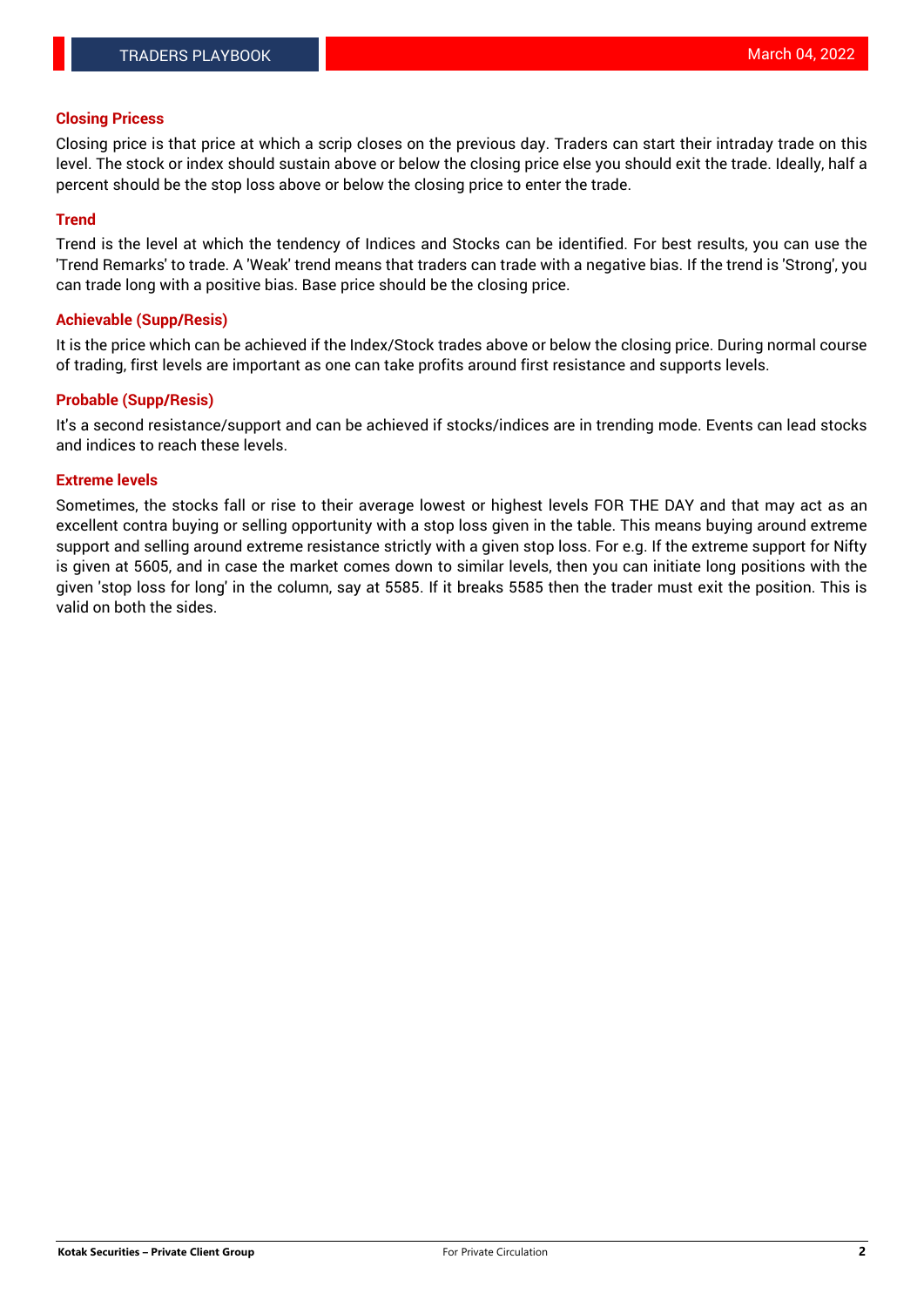## Closing Pricess

Closing price is that price at which a scrip closes on the previous day. Traders can start their intraday trade on this level. The stock or index should sustain above or below the closing price else you should exit the trade. Ideally, half a percent should be the stop loss above or below the closing price to enter the trade.

## Trend

Trend is the level at which the tendency of Indices and Stocks can be identified. For best results, you can use the 'Trend Remarks' to trade. A 'Weak' trend means that traders can trade with a negative bias. If the trend is 'Strong', you can trade long with a positive bias. Base price should be the closing price.

## Achievable (Supp/Resis)

It is the price which can be achieved if the Index/Stock trades above or below the closing price. During normal course of trading, first levels are important as one can take profits around first resistance and supports levels.

## Probable (Supp/Resis)

It's a second resistance/support and can be achieved if stocks/indices are in trending mode. Events can lead stocks and indices to reach these levels.

## Extreme levels

Sometimes, the stocks fall or rise to their average lowest or highest levels FOR THE DAY and that may act as an excellent contra buying or selling opportunity with a stop loss given in the table. This means buying around extreme support and selling around extreme resistance strictly with a given stop loss. For e.g. If the extreme support for Nifty is given at 5605, and in case the market comes down to similar levels, then you can initiate long positions with the given 'stop loss for long' in the column, say at 5585. If it breaks 5585 then the trader must exit the position. This is valid on both the sides.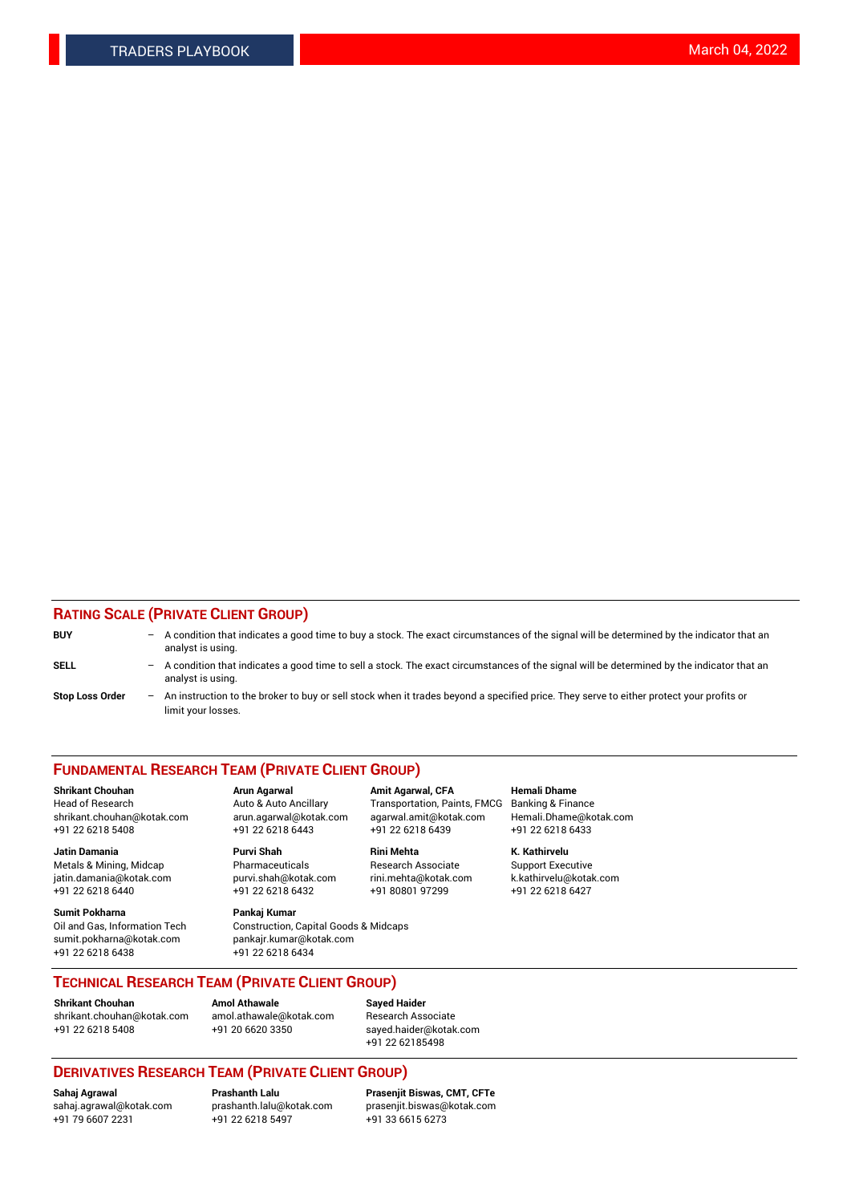## RATING SCALE (PRIVATE CLIENT GROUP)

**BUY** – A condition that indicates a good time to buy a stock. The exact circumstances of the signal will be determined by the indicator that an analyst is using.

**SELL** – A condition that indicates a good time to sell a stock. The exact circumstances of the signal will be determined by the indicator that an analyst is using.

**Stop Loss Order** – An instruction to the broker to buy or sell stock when it trades beyond a specified price. They serve to either protect your profits or limit your losses.

## FUNDAMENTAL RESEARCH TEAM (PRIVATE CLIENT GROUP)

**Shrikant Chouhan**
Head of Research
shrikant.chouhan@kotak.com
+91 22 6218 5408

**Arun Agarwal**
Auto & Auto Ancillary
arun.agarwal@kotak.com
+91 22 6218 6443

**Amit Agarwal, CFA**
Transportation, Paints, FMCG
agarwal.amit@kotak.com
+91 22 6218 6439

**Hemali Dhame**
Banking & Finance
Hemali.Dhame@kotak.com
+91 22 6218 6433

**Jatin Damania**
Metals & Mining, Midcap
jatin.damania@kotak.com
+91 22 6218 6440

**Purvi Shah**
Pharmaceuticals
purvi.shah@kotak.com
+91 22 6218 6432

**Rini Mehta**
Research Associate
rini.mehta@kotak.com
+91 80801 97299

**K. Kathirvelu**
Support Executive
k.kathirvelu@kotak.com
+91 22 6218 6427

**Sumit Pokharna**
Oil and Gas, Information Tech
sumit.pokharna@kotak.com
+91 22 6218 6438

**Pankaj Kumar**
Construction, Capital Goods & Midcaps
pankajr.kumar@kotak.com
+91 22 6218 6434

## TECHNICAL RESEARCH TEAM (PRIVATE CLIENT GROUP)

**Shrikant Chouhan**
shrikant.chouhan@kotak.com
+91 22 6218 5408

**Amol Athawale**
amol.athawale@kotak.com
+91 20 6620 3350

**Sayed Haider**
Research Associate
sayed.haider@kotak.com
+91 22 62185498

## DERIVATIVES RESEARCH TEAM (PRIVATE CLIENT GROUP)

**Sahaj Agrawal**
sahaj.agrawal@kotak.com
+91 79 6607 2231

**Prashanth Lalu**
prashanth.lalu@kotak.com
+91 22 6218 5497

**Prasenjit Biswas, CMT, CFTe**
prasenjit.biswas@kotak.com
+91 33 6615 6273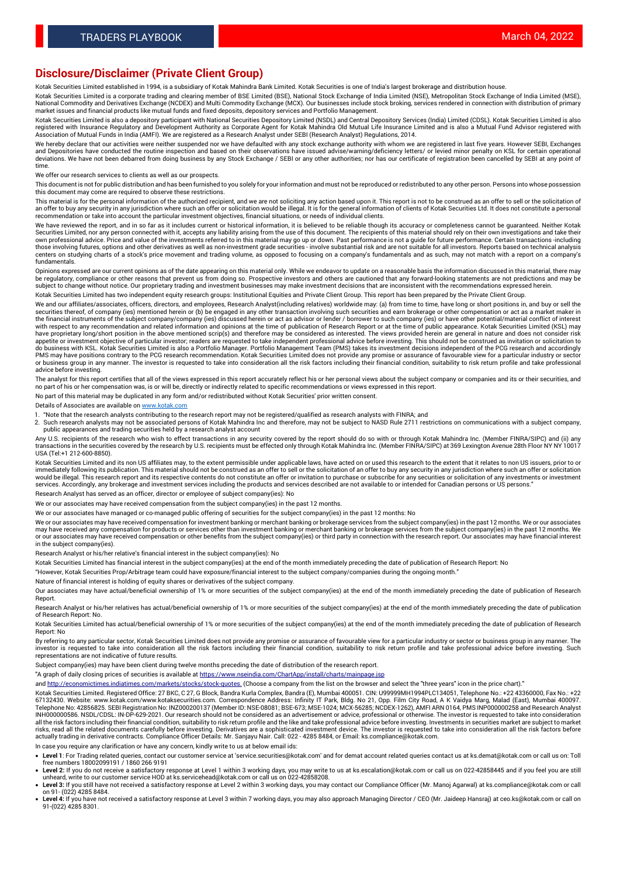## Disclosure/Disclaimer (Private Client Group)

Kotak Securities Limited established in 1994, is a subsidiary of Kotak Mahindra Bank Limited. Kotak Securities is one of India's largest brokerage and distribution house.

Kotak Securities Limited is a corporate trading and clearing member of BSE Limited (BSE), National Stock Exchange of India Limited (NSE), Metropolitan Stock Exchange of India Limited (MSE), National Commodity and Derivatives Exchange (NCDEX) and Multi Commodity Exchange (MCX). Our businesses include stock broking, services rendered in connection with distribution of primary market issues and financial products like mutual funds and fixed deposits, depository services and Portfolio Management.

Kotak Securities Limited is also a depository participant with National Securities Depository Limited (NSDL) and Central Depository Services (India) Limited (CDSL). Kotak Securities Limited is also registered with Insurance Regulatory and Development Authority as Corporate Agent for Kotak Mahindra Old Mutual Life Insurance Limited and is also a Mutual Fund Advisor registered with Association of Mutual Funds in India (AMFI). We are registered as a Research Analyst under SEBI (Research Analyst) Regulations, 2014.

We hereby declare that our activities were neither suspended nor we have defaulted with any stock exchange authority with whom we are registered in last five years. However SEBI, Exchanges and Depositories have conducted the routine inspection and based on their observations have issued advise/warning/deficiency letters/ or levied minor penalty on KSL for certain operational deviations. We have not been debarred from doing business by any Stock Exchange / SEBI or any other authorities; nor has our certificate of registration been cancelled by SEBI at any point of time.

We offer our research services to clients as well as our prospects.

This document is not for public distribution and has been furnished to you solely for your information and must not be reproduced or redistributed to any other person. Persons into whose possession this document may come are required to observe these restrictions.

This material is for the personal information of the authorized recipient, and we are not soliciting any action based upon it. This report is not to be construed as an offer to sell or the solicitation of an offer to buy any security in any jurisdiction where such an offer or solicitation would be illegal. It is for the general information of clients of Kotak Securities Ltd. It does not constitute a personal recommendation or take into account the particular investment objectives, financial situations, or needs of individual clients.

We have reviewed the report, and in so far as it includes current or historical information, it is believed to be reliable though its accuracy or completeness cannot be guaranteed. Neither Kotak Securities Limited, nor any person connected with it, accepts any liability arising from the use of this document. The recipients of this material should rely on their own investigations and take their own professional advice. Price and value of the investments referred to in this material may go up or down. Past performance is not a guide for future performance. Certain transactions -including those involving futures, options and other derivatives as well as non-investment grade securities - involve substantial risk and are not suitable for all investors. Reports based on technical analysis centers on studying charts of a stock's price movement and trading volume, as opposed to focusing on a company's fundamentals and as such, may not match with a report on a company's fundamentals.

Opinions expressed are our current opinions as of the date appearing on this material only. While we endeavor to update on a reasonable basis the information discussed in this material, there may be regulatory, compliance or other reasons that prevent us from doing so. Prospective investors and others are cautioned that any forward-looking statements are not predictions and may be subject to change without notice. Our proprietary trading and investment businesses may make investment decisions that are inconsistent with the recommendations expressed herein.

Kotak Securities Limited has two independent equity research groups: Institutional Equities and Private Client Group. This report has been prepared by the Private Client Group.

We and our affiliates/associates, officers, directors, and employees, Research Analyst(including relatives) worldwide may: (a) from time to time, have long or short positions in, and buy or sell the securities thereof, of company (ies) mentioned herein or (b) be engaged in any other transaction involving such securities and earn brokerage or other compensation or act as a market maker in the financial instruments of the subject company/company (ies) discussed herein or act as advisor or lender / borrower to such company (ies) or have other potential/material conflict of interest with respect to any recommendation and related information and opinions at the time of publication of Research Report or at the time of public appearance. Kotak Securities Limited (KSL) may have proprietary long/short position in the above mentioned scrip(s) and therefore may be considered as interested. The views provided herein are general in nature and does not consider risk appetite or investment objective of particular investor; readers are requested to take independent professional advice before investing. This should not be construed as invitation or solicitation to do business with KSL. Kotak Securities Limited is also a Portfolio Manager. Portfolio Management Team (PMS) takes its investment decisions independent of the PCG research and accordingly PMS may have positions contrary to the PCG research recommendation. Kotak Securities Limited does not provide any promise or assurance of favourable view for a particular industry or sector or business group in any manner. The investor is requested to take into consideration all the risk factors including their financial condition, suitability to risk return profile and take professional advice before investing.

The analyst for this report certifies that all of the views expressed in this report accurately reflect his or her personal views about the subject company or companies and its or their securities, and no part of his or her compensation was, is or will be, directly or indirectly related to specific recommendations or views expressed in this report.

No part of this material may be duplicated in any form and/or redistributed without Kotak Securities' prior written consent.

Details of Associates are available on www.kotak.com

1. "Note that the research analysts contributing to the research report may not be registered/qualified as research analysts with FINRA; and
2. Such research analysts may not be associated persons of Kotak Mahindra Inc and therefore, may not be subject to NASD Rule 2711 restrictions on communications with a subject company, public appearances and trading securities held by a research analyst account

Any U.S. recipients of the research who wish to effect transactions in any security covered by the report should do so with or through Kotak Mahindra Inc. (Member FINRA/SIPC) and (ii) any transactions in the securities covered by the research by U.S. recipients must be effected only through Kotak Mahindra Inc. (Member FINRA/SIPC) at 369 Lexington Avenue 28th Floor NY NY 10017 USA (Tel:+1 212-600-8850).

Kotak Securities Limited and its non US affiliates may, to the extent permissible under applicable laws, have acted on or used this research to the extent that it relates to non US issuers, prior to or immediately following its publication. This material should not be construed as an offer to sell or the solicitation of an offer to buy any security in any jurisdiction where such an offer or solicitation would be illegal. This research report and its respective contents do not constitute an offer or invitation to purchase or subscribe for any securities or solicitation of any investments or investment services. Accordingly, any brokerage and investment services including the products and services described are not available to or intended for Canadian persons or US persons."

Research Analyst has served as an officer, director or employee of subject company(ies): No

We or our associates may have received compensation from the subject company(ies) in the past 12 months.

We or our associates have managed or co-managed public offering of securities for the subject company(ies) in the past 12 months: No

We or our associates may have received compensation for investment banking or merchant banking or brokerage services from the subject company(ies) in the past 12 months. We or our associates may have received any compensation for products or services other than investment banking or merchant banking or brokerage services from the subject company(ies) in the past 12 months. We or our associates may have received compensation or other benefits from the subject company(ies) or third party in connection with the research report. Our associates may have financial interest in the subject company(ies).

Research Analyst or his/her relative's financial interest in the subject company(ies): No

Kotak Securities Limited has financial interest in the subject company(ies) at the end of the month immediately preceding the date of publication of Research Report: No

"However, Kotak Securities Prop/Arbitrage team could have exposure/financial interest to the subject company/companies during the ongoing month."

Nature of financial interest is holding of equity shares or derivatives of the subject company.

Our associates may have actual/beneficial ownership of 1% or more securities of the subject company(ies) at the end of the month immediately preceding the date of publication of Research Report.

Research Analyst or his/her relatives has actual/beneficial ownership of 1% or more securities of the subject company(ies) at the end of the month immediately preceding the date of publication of Research Report: No.

Kotak Securities Limited has actual/beneficial ownership of 1% or more securities of the subject company(ies) at the end of the month immediately preceding the date of publication of Research Report: No

By referring to any particular sector, Kotak Securities Limited does not provide any promise or assurance of favourable view for a particular industry or sector or business group in any manner. The investor is requested to take into consideration all the risk factors including their financial condition, suitability to risk return profile and take professional advice before investing. Such representations are not indicative of future results.

Subject company(ies) may have been client during twelve months preceding the date of distribution of the research report.

"A graph of daily closing prices of securities is available at https://www.nseindia.com/ChartApp/install/charts/mainpage.jsp

and http://economictimes.indiatimes.com/markets/stocks/stock-quotes. (Choose a company from the list on the browser and select the "three years" icon in the price chart)."

Kotak Securities Limited. Registered Office: 27 BKC, C 27, G Block, Bandra Kurla Complex, Bandra (E), Mumbai 400051. CIN: U99999MH1994PLC134051, Telephone No.: +22 43360000, Fax No.: +22 67132430. Website: www.kotak.com/www.kotaksecurities.com. Correspondence Address: Infinity IT Park, Bldg. No 21, Opp. Film City Road, A K Vaidya Marg, Malad (East), Mumbai 400097. Telephone No: 42856825. SEBI Registration No: INZ000200137 (Member ID: NSE-08081; BSE-673; MSE-1024; MCX-56285; NCDEX-1262), AMFI ARN 0164, PMS INP000000258 and Research Analyst INH000000586. NSDL/CDSL: IN-DP-629-2021. Our research should not be considered as an advertisement or advice, professional or otherwise. The investor is requested to take into consideration all the risk factors including their financial condition, suitability to risk return profile and the like and take professional advice before investing. Investments in securities market are subject to market risks, read all the related documents carefully before investing. Derivatives are a sophisticated investment device. The investor is requested to take into consideration all the risk factors before actually trading in derivative contracts. Compliance Officer Details: Mr. Sanjayu Nair. Call: 022 - 4285 8484, or Email: ks.compliance@kotak.com.

In case you require any clarification or have any concern, kindly write to us at below email ids:

- **Level 1**: For Trading related queries, contact our customer service at 'service.securities@kotak.com' and for demat account related queries contact us at ks.demat@kotak.com or call us on: Toll free numbers 18002099191 / 1860 266 9191
- **Level 2:** If you do not receive a satisfactory response at Level 1 within 3 working days, you may write to us at ks.escalation@kotak.com or call us on 022-42858445 and if you feel you are still unheard, write to our customer service HOD at ks.servicehead@kotak.com or call us on 022-42858208.
- **Level 3:** If you still have not received a satisfactory response at Level 2 within 3 working days, you may contact our Compliance Officer (Mr. Manoj Agarwal) at ks.compliance@kotak.com or call on 91- (022) 4285 8484.
- **Level 4:** If you have not received a satisfactory response at Level 3 within 7 working days, you may also approach Managing Director / CEO (Mr. Jaideep Hansraj) at ceo.ks@kotak.com or call on 91-(022) 4285 8301.